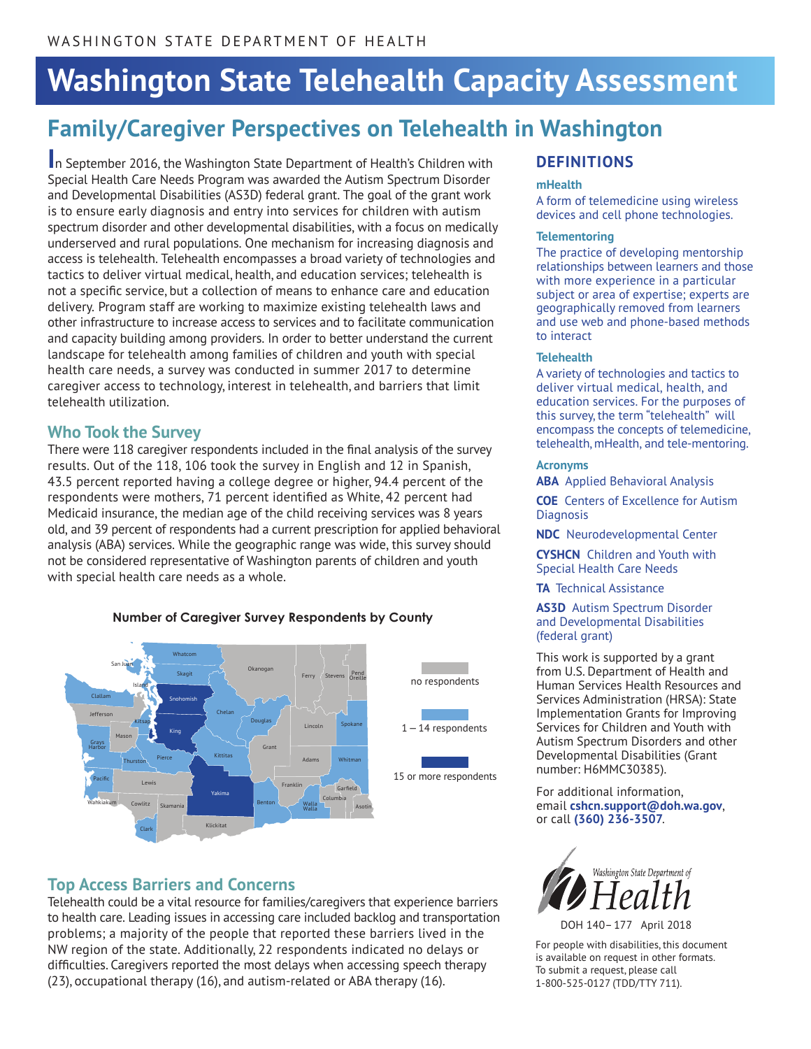WASHINGTON STATE DEPARTMENT OF HEALTH

# Washington State Telehealth Capacity Assessment

## Family/Caregiver Perspectives on Telehealth in Washington

In September 2016, the Washington State Department of Health's Children with Special Health Care Needs Program was awarded the Autism Spectrum Disorder and Developmental Disabilities (AS3D) federal grant. The goal of the grant work is to ensure early diagnosis and entry into services for children with autism spectrum disorder and other developmental disabilities, with a focus on medically underserved and rural populations. One mechanism for increasing diagnosis and access is telehealth. Telehealth encompasses a broad variety of technologies and tactics to deliver virtual medical, health, and education services; telehealth is not a specific service, but a collection of means to enhance care and education delivery. Program staff are working to maximize existing telehealth laws and other infrastructure to increase access to services and to facilitate communication and capacity building among providers. In order to better understand the current landscape for telehealth among families of children and youth with special health care needs, a survey was conducted in summer 2017 to determine caregiver access to technology, interest in telehealth, and barriers that limit telehealth utilization.

### Who Took the Survey

There were 118 caregiver respondents included in the final analysis of the survey results. Out of the 118, 106 took the survey in English and 12 in Spanish, 43.5 percent reported having a college degree or higher, 94.4 percent of the respondents were mothers, 71 percent identified as White, 42 percent had Medicaid insurance, the median age of the child receiving services was 8 years old, and 39 percent of respondents had a current prescription for applied behavioral analysis (ABA) services. While the geographic range was wide, this survey should not be considered representative of Washington parents of children and youth with special health care needs as a whole.

**Number of Caregiver Survey Respondents by County**

| Category | Counties |
|---|---|
| 15 or more respondents | Snohomish, King, Yakima |
| 1 – 14 respondents | Whatcom, San Juan, Island, Skagit, Clallam, Kitsap, Grays Harbor, Thurston, Pierce, Pacific, Wahkiakum, Clark, Chelan, Douglas, Kittitas, Benton, Walla Walla, Spokane, Whitman, Garfield |
| no respondents | Okanogan, Ferry, Stevens, Pend Oreille, Jefferson, Mason, Lewis, Cowlitz, Skamania, Klickitat, Grant, Lincoln, Adams, Franklin, Columbia, Asotin |

### Top Access Barriers and Concerns

Telehealth could be a vital resource for families/caregivers that experience barriers to health care. Leading issues in accessing care included backlog and transportation problems; a majority of the people that reported these barriers lived in the NW region of the state. Additionally, 22 respondents indicated no delays or difficulties. Caregivers reported the most delays when accessing speech therapy (23), occupational therapy (16), and autism-related or ABA therapy (16).

### DEFINITIONS

**mHealth**
A form of telemedicine using wireless devices and cell phone technologies.

**Telementoring**
The practice of developing mentorship relationships between learners and those with more experience in a particular subject or area of expertise; experts are geographically removed from learners and use web and phone-based methods to interact

**Telehealth**
A variety of technologies and tactics to deliver virtual medical, health, and education services. For the purposes of this survey, the term "telehealth" will encompass the concepts of telemedicine, telehealth, mHealth, and tele-mentoring.

**Acronyms**

**ABA** Applied Behavioral Analysis

**COE** Centers of Excellence for Autism Diagnosis

**NDC** Neurodevelopmental Center

**CYSHCN** Children and Youth with Special Health Care Needs

**TA** Technical Assistance

**AS3D** Autism Spectrum Disorder and Developmental Disabilities (federal grant)

This work is supported by a grant from U.S. Department of Health and Human Services Health Resources and Services Administration (HRSA): State Implementation Grants for Improving Services for Children and Youth with Autism Spectrum Disorders and other Developmental Disabilities (Grant number: H6MMC30385).

For additional information, email **cshcn.support@doh.wa.gov**, or call **(360) 236-3507**.

Washington State Department of Health

DOH 140–177 April 2018

For people with disabilities, this document is available on request in other formats. To submit a request, please call 1-800-525-0127 (TDD/TTY 711).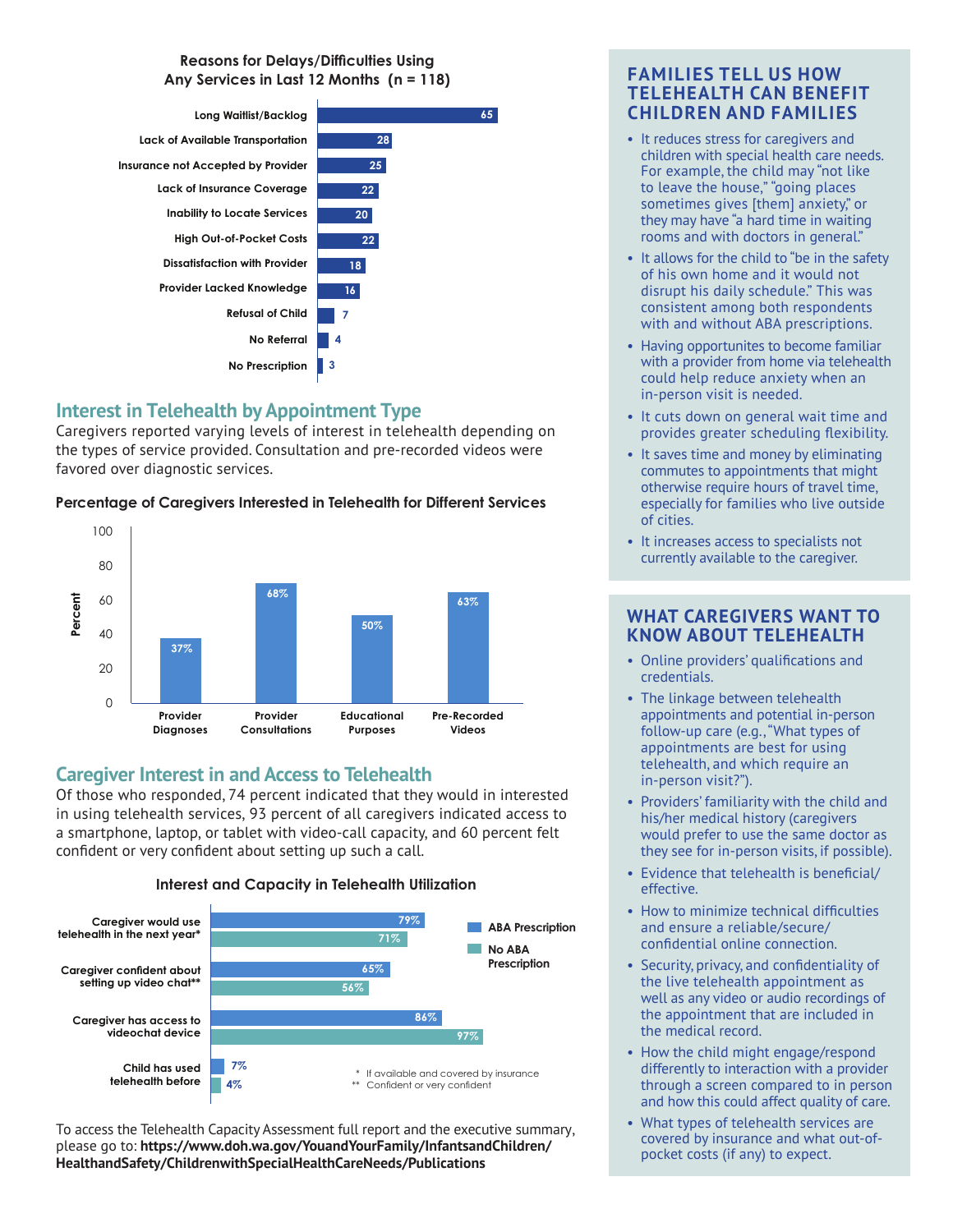**Reasons for Delays/Difficulties Using Any Services in Last 12 Months (n = 118)**

Long Waitlist/Backlog 65
Lack of Available Transportation 28
Insurance not Accepted by Provider 25
Lack of Insurance Coverage 22
Inability to Locate Services 20
High Out-of-Pocket Costs 22
Dissatisfaction with Provider 18
Provider Lacked Knowledge 16
Refusal of Child 7
No Referral 4
No Prescription 3

## Interest in Telehealth by Appointment Type

Caregivers reported varying levels of interest in telehealth depending on the types of service provided. Consultation and pre-recorded videos were favored over diagnostic services.

**Percentage of Caregivers Interested in Telehealth for Different Services**

Percent
100
80
60
40
20
0

Provider Diagnoses 37%
Provider Consultations 68%
Educational Purposes 50%
Pre-Recorded Videos 63%

## Caregiver Interest in and Access to Telehealth

Of those who responded, 74 percent indicated that they would in interested in using telehealth services, 93 percent of all caregivers indicated access to a smartphone, laptop, or tablet with video-call capacity, and 60 percent felt confident or very confident about setting up such a call.

**Interest and Capacity in Telehealth Utilization**

ABA Prescription
No ABA Prescription

Caregiver would use telehealth in the next year* 79% 71%
Caregiver confident about setting up video chat** 65% 56%
Caregiver has access to videochat device 86% 97%
Child has used telehealth before 7% 4%

\* If available and covered by insurance
\*\* Confident or very confident

To access the Telehealth Capacity Assessment full report and the executive summary, please go to: **https://www.doh.wa.gov/YouandYourFamily/InfantsandChildren/HealthandSafety/ChildrenwithSpecialHealthCareNeeds/Publications**

## FAMILIES TELL US HOW TELEHEALTH CAN BENEFIT CHILDREN AND FAMILIES

- It reduces stress for caregivers and children with special health care needs. For example, the child may "not like to leave the house," "going places sometimes gives [them] anxiety," or they may have "a hard time in waiting rooms and with doctors in general."
- It allows for the child to "be in the safety of his own home and it would not disrupt his daily schedule." This was consistent among both respondents with and without ABA prescriptions.
- Having opportunites to become familiar with a provider from home via telehealth could help reduce anxiety when an in-person visit is needed.
- It cuts down on general wait time and provides greater scheduling flexibility.
- It saves time and money by eliminating commutes to appointments that might otherwise require hours of travel time, especially for families who live outside of cities.
- It increases access to specialists not currently available to the caregiver.

## WHAT CAREGIVERS WANT TO KNOW ABOUT TELEHEALTH

- Online providers' qualifications and credentials.
- The linkage between telehealth appointments and potential in-person follow-up care (e.g., "What types of appointments are best for using telehealth, and which require an in-person visit?").
- Providers' familiarity with the child and his/her medical history (caregivers would prefer to use the same doctor as they see for in-person visits, if possible).
- Evidence that telehealth is beneficial/effective.
- How to minimize technical difficulties and ensure a reliable/secure/confidential online connection.
- Security, privacy, and confidentiality of the live telehealth appointment as well as any video or audio recordings of the appointment that are included in the medical record.
- How the child might engage/respond differently to interaction with a provider through a screen compared to in person and how this could affect quality of care.
- What types of telehealth services are covered by insurance and what out-of-pocket costs (if any) to expect.